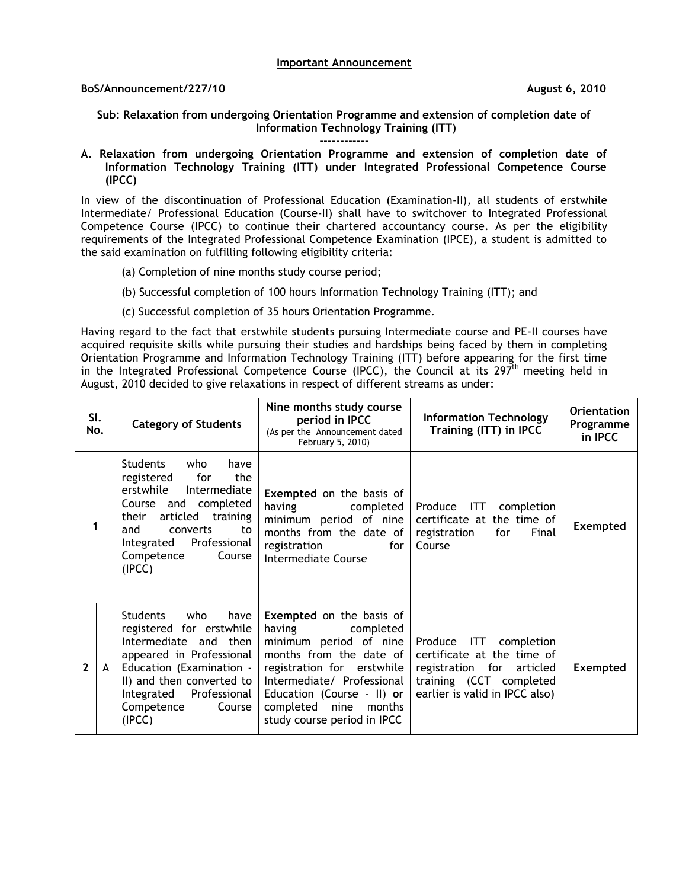**Important Announcement**

**BoS/Announcement/227/10** **August 6, 2010**

**Sub: Relaxation from undergoing Orientation Programme and extension of completion date of Information Technology Training (ITT)**

------------

**A. Relaxation from undergoing Orientation Programme and extension of completion date of Information Technology Training (ITT) under Integrated Professional Competence Course (IPCC)**

In view of the discontinuation of Professional Education (Examination-II), all students of erstwhile Intermediate/ Professional Education (Course-II) shall have to switchover to Integrated Professional Competence Course (IPCC) to continue their chartered accountancy course. As per the eligibility requirements of the Integrated Professional Competence Examination (IPCE), a student is admitted to the said examination on fulfilling following eligibility criteria:

(a) Completion of nine months study course period;

(b) Successful completion of 100 hours Information Technology Training (ITT); and

(c) Successful completion of 35 hours Orientation Programme.

Having regard to the fact that erstwhile students pursuing Intermediate course and PE-II courses have acquired requisite skills while pursuing their studies and hardships being faced by them in completing Orientation Programme and Information Technology Training (ITT) before appearing for the first time in the Integrated Professional Competence Course (IPCC), the Council at its 297th meeting held in August, 2010 decided to give relaxations in respect of different streams as under:

| Sl. No. | | Category of Students | Nine months study course period in IPCC (As per the Announcement dated February 5, 2010) | Information Technology Training (ITT) in IPCC | Orientation Programme in IPCC |
|---|---|---|---|---|---|
| 1 | | Students who have registered for the erstwhile Intermediate Course and completed their articled training and converts to Integrated Professional Competence Course (IPCC) | **Exempted** on the basis of having completed minimum period of nine months from the date of registration for Intermediate Course | Produce ITT completion certificate at the time of registration for Final Course | **Exempted** |
| 2 | A | Students who have registered for erstwhile Intermediate and then appeared in Professional Education (Examination - II) and then converted to Integrated Professional Competence Course (IPCC) | **Exempted** on the basis of having completed minimum period of nine months from the date of registration for erstwhile Intermediate/ Professional Education (Course – II) **or** completed nine months study course period in IPCC | Produce ITT completion certificate at the time of registration for articled training (CCT completed earlier is valid in IPCC also) | **Exempted** |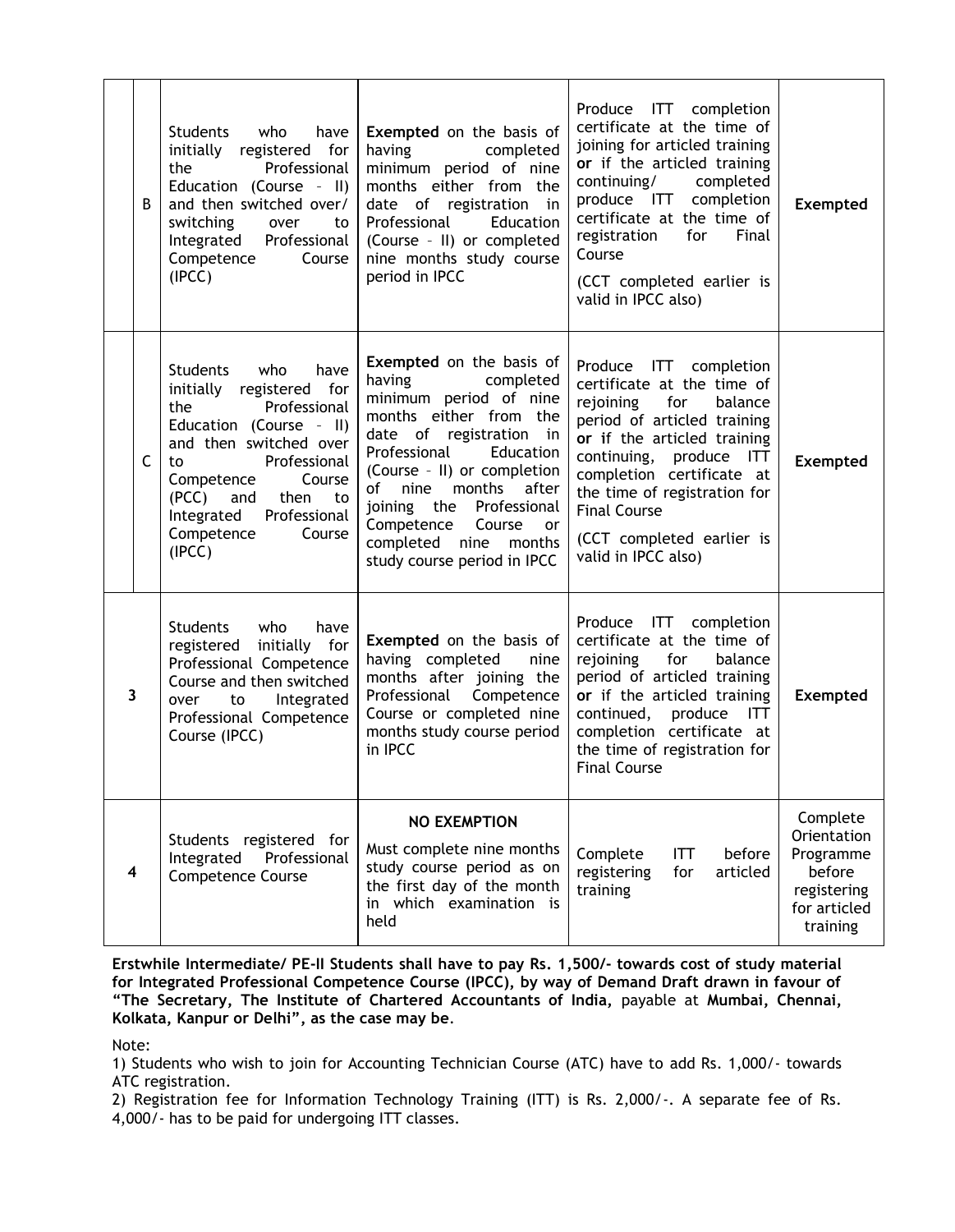| | | | | | |
|---|---|---|---|---|---|
| | B | Students who have initially registered for the Professional Education (Course – II) and then switched over/ switching over to Integrated Professional Competence Course (IPCC) | **Exempted** on the basis of having completed minimum period of nine months either from the date of registration in Professional Education (Course – II) or completed nine months study course period in IPCC | Produce ITT completion certificate at the time of joining for articled training **or** if the articled training continuing/ completed produce ITT completion certificate at the time of registration for Final Course<br><br>(CCT completed earlier is valid in IPCC also) | **Exempted** |
| | C | Students who have initially registered for the Professional Education (Course – II) and then switched over to Professional Competence Course (PCC) and then to Integrated Professional Competence Course (IPCC) | **Exempted** on the basis of having completed minimum period of nine months either from the date of registration in Professional Education (Course – II) or completion of nine months after joining the Professional Competence Course or completed nine months study course period in IPCC | Produce ITT completion certificate at the time of rejoining for balance period of articled training **or if** the articled training continuing, produce ITT completion certificate at the time of registration for Final Course<br><br>(CCT completed earlier is valid in IPCC also) | **Exempted** |
| **3** | | Students who have registered initially for Professional Competence Course and then switched over to Integrated Professional Competence Course (IPCC) | **Exempted** on the basis of having completed nine months after joining the Professional Competence Course or completed nine months study course period in IPCC | Produce ITT completion certificate at the time of rejoining for balance period of articled training **or** if the articled training continued, produce ITT completion certificate at the time of registration for Final Course | **Exempted** |
| **4** | | Students registered for Integrated Professional Competence Course | **NO EXEMPTION**<br><br>Must complete nine months study course period as on the first day of the month in which examination is held | Complete ITT before registering for articled training | Complete Orientation Programme before registering for articled training |

**Erstwhile Intermediate/ PE-II Students shall have to pay Rs. 1,500/- towards cost of study material for Integrated Professional Competence Course (IPCC), by way of Demand Draft drawn in favour of "The Secretary, The Institute of Chartered Accountants of India,** payable at **Mumbai, Chennai, Kolkata, Kanpur or Delhi", as the case may be**.

Note:

1) Students who wish to join for Accounting Technician Course (ATC) have to add Rs. 1,000/- towards ATC registration.

2) Registration fee for Information Technology Training (ITT) is Rs. 2,000/-. A separate fee of Rs. 4,000/- has to be paid for undergoing ITT classes.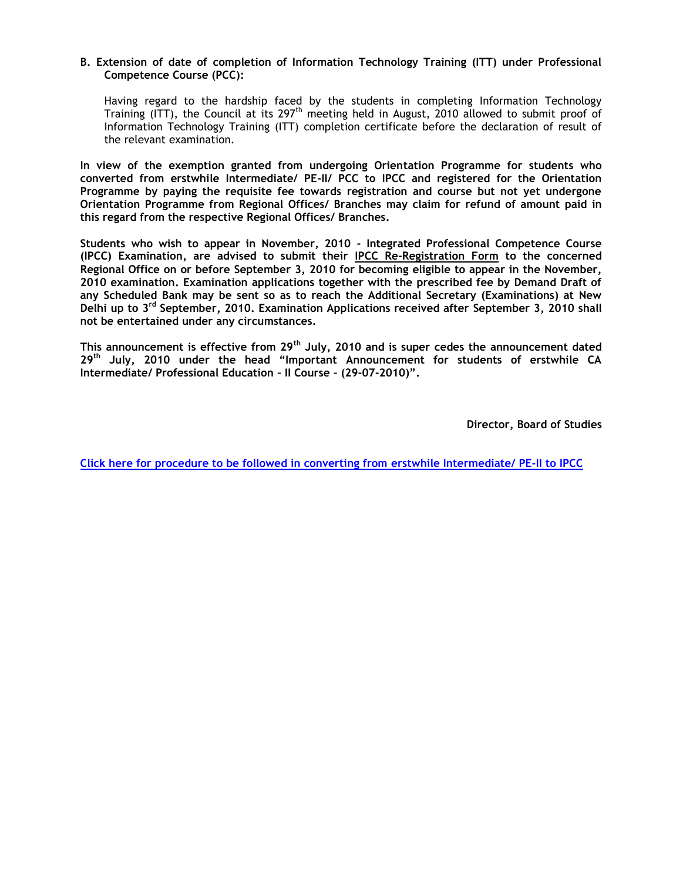**B. Extension of date of completion of Information Technology Training (ITT) under Professional Competence Course (PCC):**

Having regard to the hardship faced by the students in completing Information Technology Training (ITT), the Council at its 297th meeting held in August, 2010 allowed to submit proof of Information Technology Training (ITT) completion certificate before the declaration of result of the relevant examination.

**In view of the exemption granted from undergoing Orientation Programme for students who converted from erstwhile Intermediate/ PE-II/ PCC to IPCC and registered for the Orientation Programme by paying the requisite fee towards registration and course but not yet undergone Orientation Programme from Regional Offices/ Branches may claim for refund of amount paid in this regard from the respective Regional Offices/ Branches.**

**Students who wish to appear in November, 2010 - Integrated Professional Competence Course (IPCC) Examination, are advised to submit their IPCC Re-Registration Form to the concerned Regional Office on or before September 3, 2010 for becoming eligible to appear in the November, 2010 examination. Examination applications together with the prescribed fee by Demand Draft of any Scheduled Bank may be sent so as to reach the Additional Secretary (Examinations) at New Delhi up to 3rd September, 2010. Examination Applications received after September 3, 2010 shall not be entertained under any circumstances.**

**This announcement is effective from 29th July, 2010 and is super cedes the announcement dated 29th July, 2010 under the head "Important Announcement for students of erstwhile CA Intermediate/ Professional Education – II Course – (29-07-2010)".**

**Director, Board of Studies**

Click here for procedure to be followed in converting from erstwhile Intermediate/ PE-II to IPCC